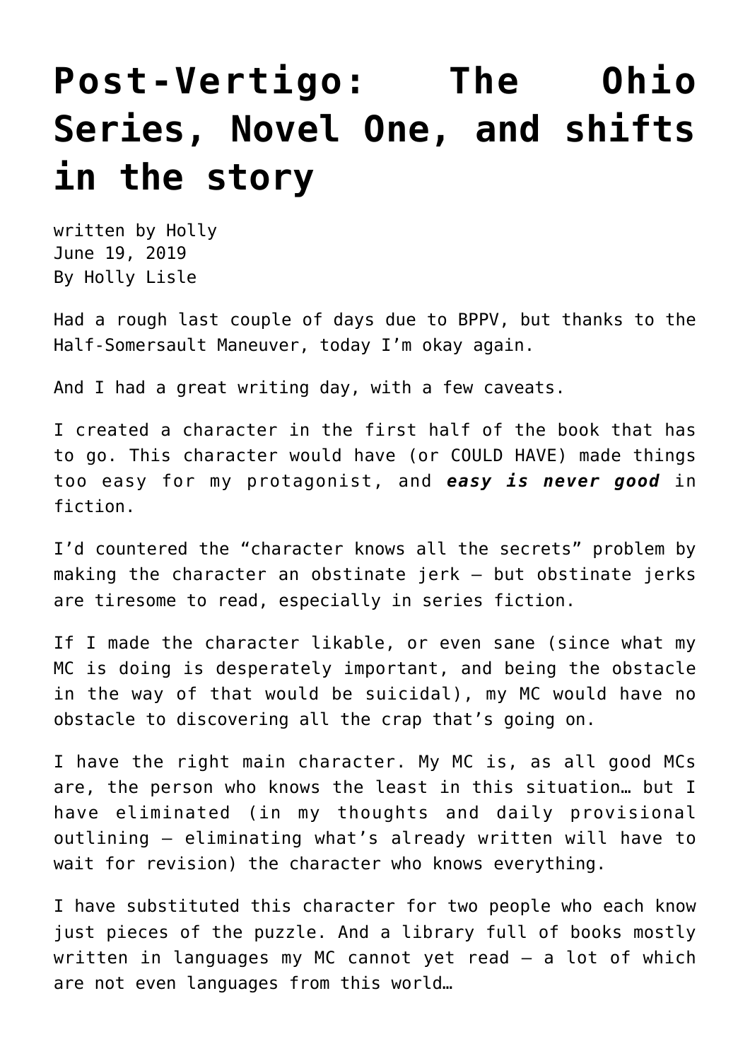# Post-Vertigo: The Ohio Series, Novel One, and shifts in the story

written by Holly
June 19, 2019
By Holly Lisle

Had a rough last couple of days due to BPPV, but thanks to the Half-Somersault Maneuver, today I'm okay again.

And I had a great writing day, with a few caveats.

I created a character in the first half of the book that has to go. This character would have (or COULD HAVE) made things too easy for my protagonist, and ***easy is never good*** in fiction.

I'd countered the "character knows all the secrets" problem by making the character an obstinate jerk — but obstinate jerks are tiresome to read, especially in series fiction.

If I made the character likable, or even sane (since what my MC is doing is desperately important, and being the obstacle in the way of that would be suicidal), my MC would have no obstacle to discovering all the crap that's going on.

I have the right main character. My MC is, as all good MCs are, the person who knows the least in this situation… but I have eliminated (in my thoughts and daily provisional outlining — eliminating what's already written will have to wait for revision) the character who knows everything.

I have substituted this character for two people who each know just pieces of the puzzle. And a library full of books mostly written in languages my MC cannot yet read — a lot of which are not even languages from this world…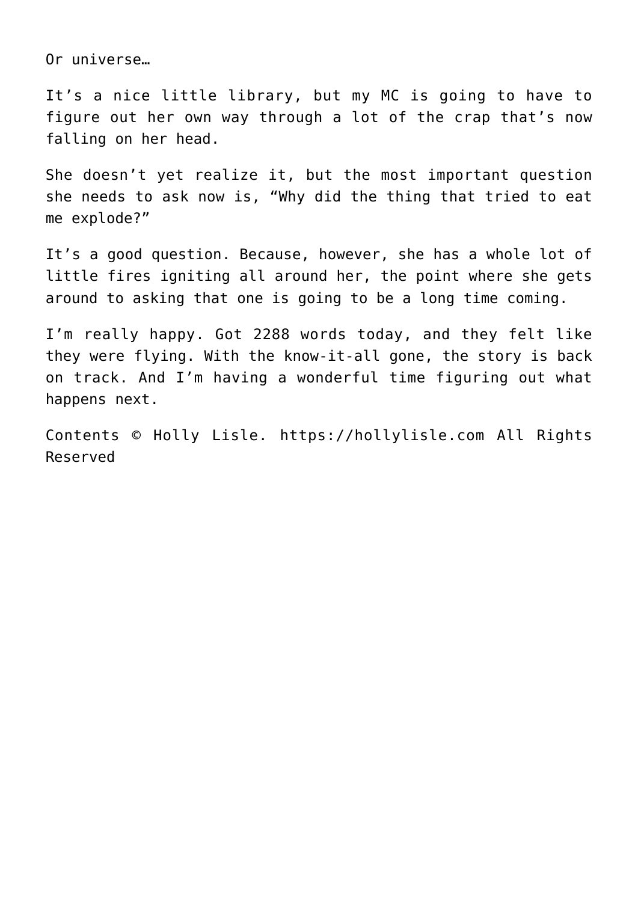Or universe…

It’s a nice little library, but my MC is going to have to figure out her own way through a lot of the crap that’s now falling on her head.

She doesn’t yet realize it, but the most important question she needs to ask now is, “Why did the thing that tried to eat me explode?”

It’s a good question. Because, however, she has a whole lot of little fires igniting all around her, the point where she gets around to asking that one is going to be a long time coming.

I’m really happy. Got 2288 words today, and they felt like they were flying. With the know-it-all gone, the story is back on track. And I’m having a wonderful time figuring out what happens next.

Contents © Holly Lisle. https://hollylisle.com All Rights Reserved